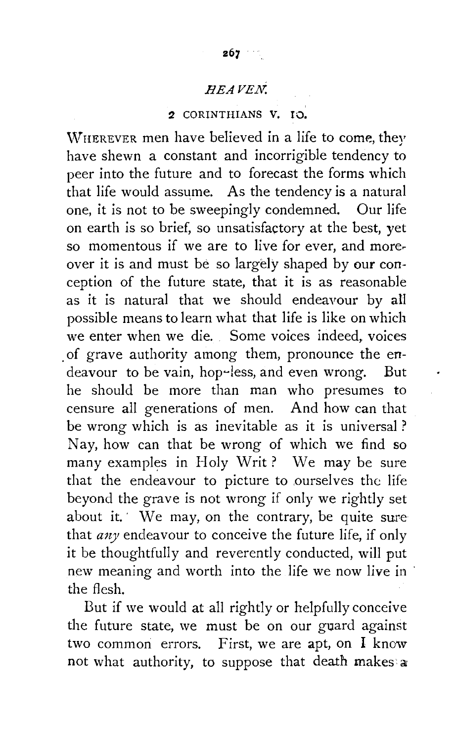# *HEAVEN.*

## 2 CORINTHIANS V. 10.

WHEREVER men have believed in a life to come, they have shewn a constant and incorrigible tendency to peer into the future and to forecast the forms which that life would assume. As the tendency is a natural one, it is not to be sweepingly condemned. Our life on earth is so brief, so unsatisfactory at the best, yet so momentous if we are to live for ever, and moreover it is and must be so largely shaped by our conception of the future state, that it is as reasonable as it is natural that we should endeavour by all possible means to learn what that life is like on which we enter when we die. Some voices indeed, voices of grave authority among them, pronounce the endeavour to be vain, hop-less, and even wrong. But he should be more than man who presumes to censure all generations of men. And how can that be wrong which is as inevitable as it is universal? Nay, how can that be wrong of which we find so many examples in Holy Writ? We may be sure that the endeavour to picture to ourselves the life beyond the grave is not wrong if only we rightly set about it. We may, on the contrary, be quite sure that *any* endeavour to conceive the future life, if only it be thoughtfully and reverently conducted, will put new meaning and worth into the life we now live in the flesh.

But if we would at all rightly or helpfully conceive the future state, we must be on our guard against two common errors. First, we are apt, on I know not what authority, to suppose that death makes a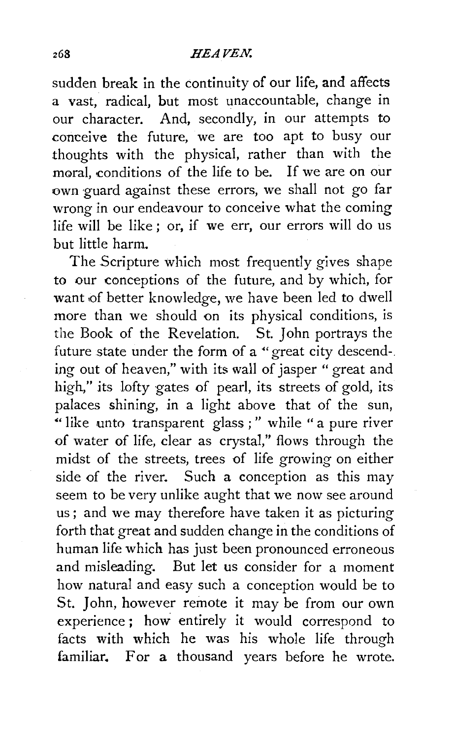sudden break in the continuity of our life, and affects a vast, radical, but most unaccountable, change in our character. And, secondly, in our attempts to conceive the future, we are too apt to busy our thoughts with the physical, rather than with the moral, conditions of the life to be. If we are on our own guard against these errors, we shall not go far wrong in our endeavour to conceive what the coming life will be like; or, if we err, our errors will do us but little harm.

The Scripture which most frequently gives shape to our conceptions of the future, and by which, for want of better knowledge, we have been led to dwell more than we should on its physical conditions, is the Book of the Revelation. St. John portrays the future state under the form of a "great city descending out of heaven," with its wall of jasper "great and high," its lofty gates of pearl, its streets of gold, its palaces shining, in a light above that of the sun, "like unto transparent glass;" while "a pure river of water of life, clear as crystal," flows through the midst of the streets, trees of life growing on either side of the river. Such a conception as this may seem to be very unlike aught that we now see around us; and we may therefore have taken it as picturing forth that great and sudden change in the conditions of human life which has just been pronounced erroneous and misleading. But let us consider for a moment how natural and easy such a conception would be to St. John, however remote it may be from our own experience; how entirely it would correspond to facts with which he was his whole life through familiar. For a thousand years before he wrote.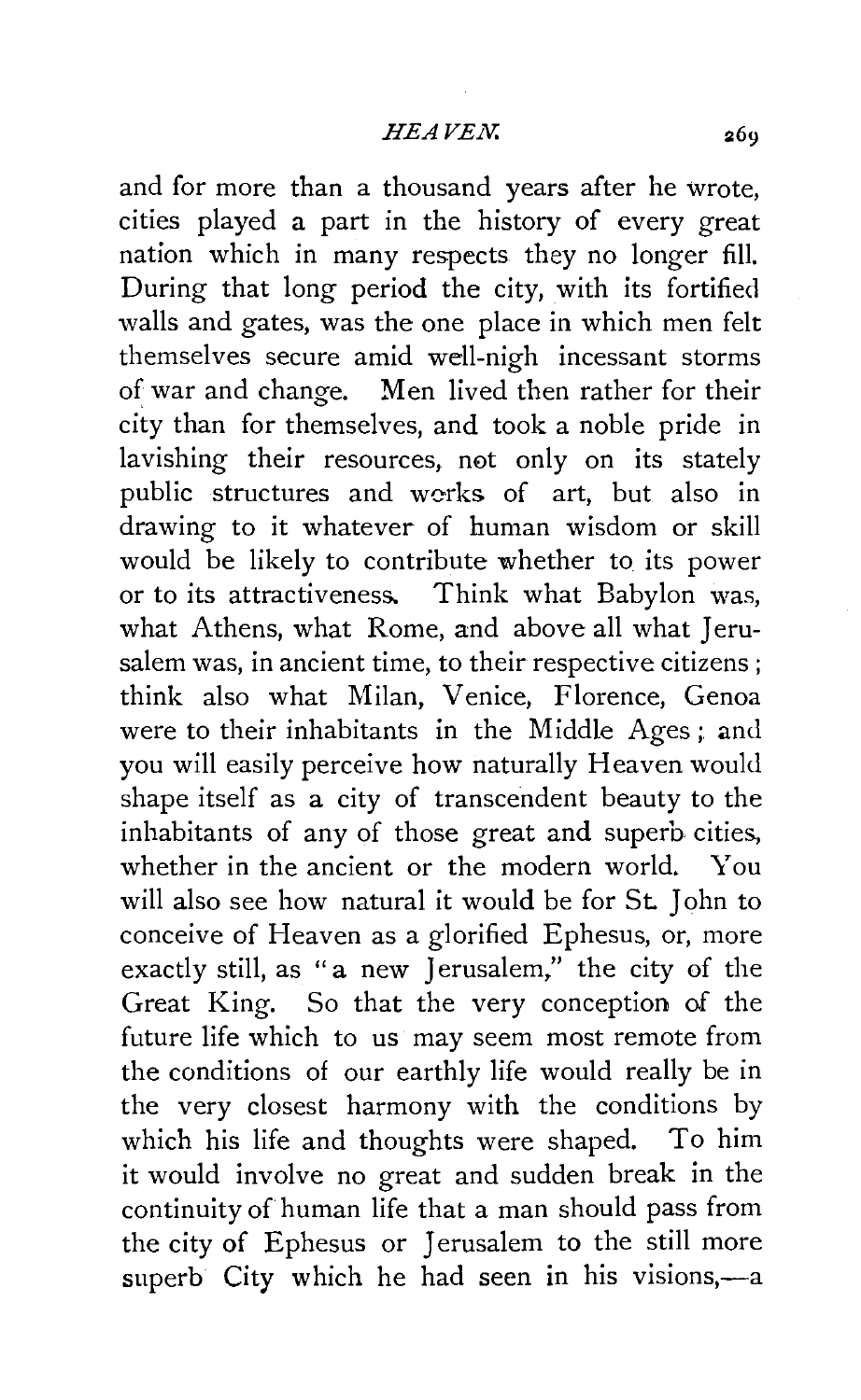and for more than a thousand years after he wrote, cities played a part in the history of every great nation which in many respects they no longer fill. During that long period the city, with its fortified walls and gates, was the one place in which men felt themselves secure amid well-nigh incessant storms of war and change. Men lived then rather for their city than for themselves, and took a noble pride in lavishing their resources, not only on its stately public structures and works of art, but also in drawing to it whatever of human wisdom or skill would be likely to contribute whether to its power or to its attractiveness. Think what Babylon was, what Athens, what Rome, and above all what Jerusalem was, in ancient time, to their respective citizens; think also what Milan, Venice, Florence, Genoa were to their inhabitants in the Middle Ages; and you will easily perceive how naturally Heaven would shape itself as a city of transcendent beauty to the inhabitants of any of those great and superb cities, whether in the ancient or the modern world. You will also see how natural it would be for St. John to conceive of Heaven as a glorified Ephesus, or, more exactly still, as "a new Jerusalem," the city of the Great King. So that the very conception of the future life which to us may seem most remote from the conditions of our earthly life would really be in the very closest harmony with the conditions by which his life and thoughts were shaped. To him it would involve no great and sudden break in the continuity of human life that a man should pass from the city of Ephesus or Jerusalem to the still more superb City which he had seen in his visions,—a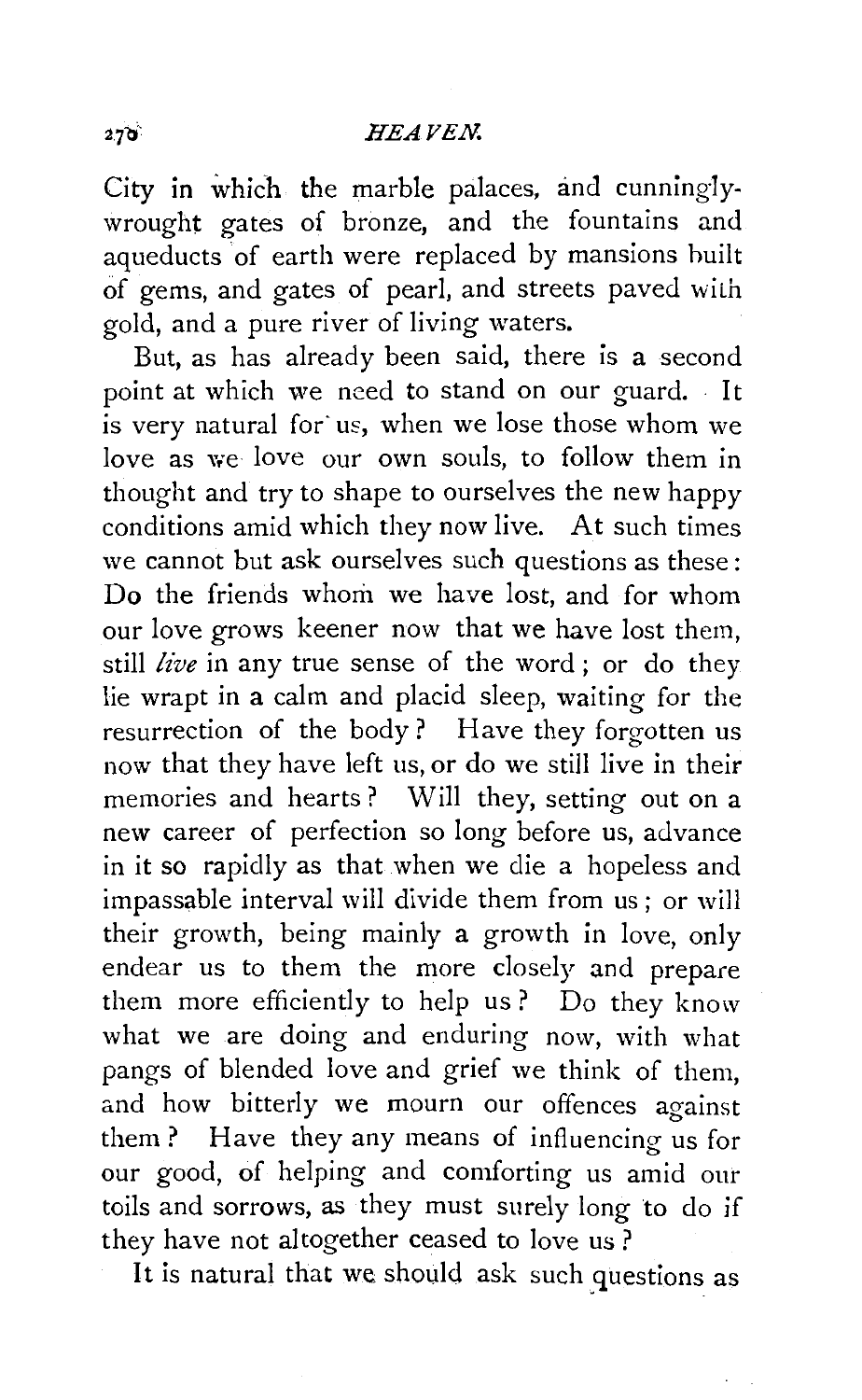City in which the marble palaces, and cunningly-wrought gates of bronze, and the fountains and aqueducts of earth were replaced by mansions built of gems, and gates of pearl, and streets paved with gold, and a pure river of living waters.

But, as has already been said, there is a second point at which we need to stand on our guard. It is very natural for us, when we lose those whom we love as we love our own souls, to follow them in thought and try to shape to ourselves the new happy conditions amid which they now live. At such times we cannot but ask ourselves such questions as these: Do the friends whom we have lost, and for whom our love grows keener now that we have lost them, still *live* in any true sense of the word; or do they lie wrapt in a calm and placid sleep, waiting for the resurrection of the body? Have they forgotten us now that they have left us, or do we still live in their memories and hearts? Will they, setting out on a new career of perfection so long before us, advance in it so rapidly as that when we die a hopeless and impassable interval will divide them from us; or will their growth, being mainly a growth in love, only endear us to them the more closely and prepare them more efficiently to help us? Do they know what we are doing and enduring now, with what pangs of blended love and grief we think of them, and how bitterly we mourn our offences against them? Have they any means of influencing us for our good, of helping and comforting us amid our toils and sorrows, as they must surely long to do if they have not altogether ceased to love us?

It is natural that we should ask such questions as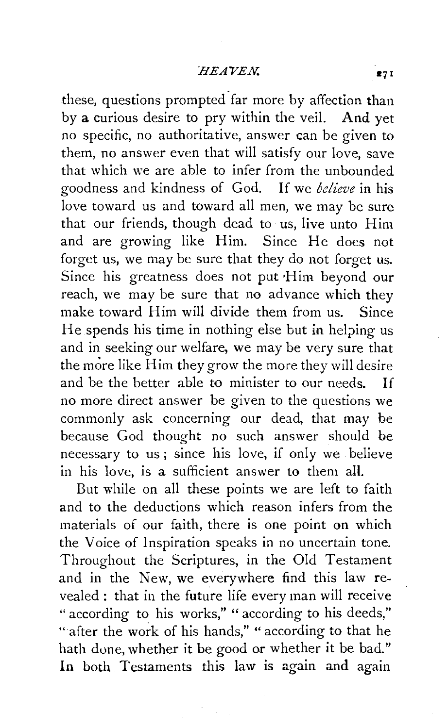these, questions prompted far more by affection than by a curious desire to pry within the veil. And yet no specific, no authoritative, answer can be given to them, no answer even that will satisfy our love, save that which we are able to infer from the unbounded goodness and kindness of God. If we *believe* in his love toward us and toward all men, we may be sure that our friends, though dead to us, live unto Him and are growing like Him. Since He does not forget us, we may be sure that they do not forget us. Since his greatness does not put Him beyond our reach, we may be sure that no advance which they make toward Him will divide them from us. Since He spends his time in nothing else but in helping us and in seeking our welfare, we may be very sure that the more like Him they grow the more they will desire and be the better able to minister to our needs. If no more direct answer be given to the questions we commonly ask concerning our dead, that may be because God thought no such answer should be necessary to us; since his love, if only we believe in his love, is a sufficient answer to them all.

But while on all these points we are left to faith and to the deductions which reason infers from the materials of our faith, there is one point on which the Voice of Inspiration speaks in no uncertain tone. Throughout the Scriptures, in the Old Testament and in the New, we everywhere find this law revealed: that in the future life every man will receive "according to his works," "according to his deeds," "after the work of his hands," "according to that he hath done, whether it be good or whether it be bad." In both Testaments this law is again and again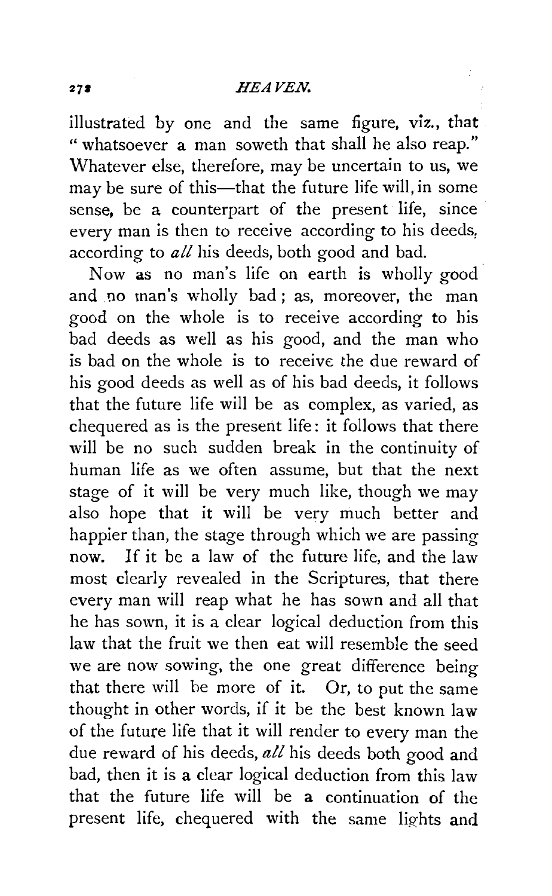illustrated by one and the same figure, viz., that "whatsoever a man soweth that shall he also reap." Whatever else, therefore, may be uncertain to us, we may be sure of this—that the future life will, in some sense, be a counterpart of the present life, since every man is then to receive according to his deeds, according to *all* his deeds, both good and bad.

Now as no man's life on earth is wholly good and no man's wholly bad; as, moreover, the man good on the whole is to receive according to his bad deeds as well as his good, and the man who is bad on the whole is to receive the due reward of his good deeds as well as of his bad deeds, it follows that the future life will be as complex, as varied, as chequered as is the present life: it follows that there will be no such sudden break in the continuity of human life as we often assume, but that the next stage of it will be very much like, though we may also hope that it will be very much better and happier than, the stage through which we are passing now. If it be a law of the future life, and the law most clearly revealed in the Scriptures, that there every man will reap what he has sown and all that he has sown, it is a clear logical deduction from this law that the fruit we then eat will resemble the seed we are now sowing, the one great difference being that there will be more of it. Or, to put the same thought in other words, if it be the best known law of the future life that it will render to every man the due reward of his deeds, *all* his deeds both good and bad, then it is a clear logical deduction from this law that the future life will be a continuation of the present life, chequered with the same lights and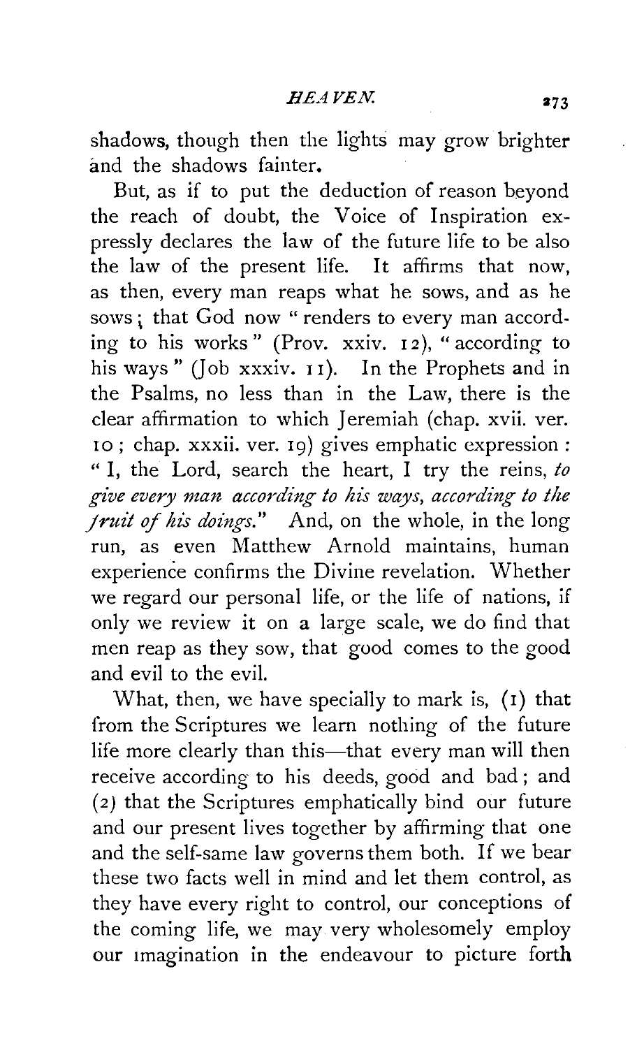shadows, though then the lights may grow brighter and the shadows fainter.

But, as if to put the deduction of reason beyond the reach of doubt, the Voice of Inspiration expressly declares the law of the future life to be also the law of the present life. It affirms that now, as then, every man reaps what he sows, and as he sows; that God now "renders to every man according to his works" (Prov. xxiv. 12), "according to his ways" (Job xxxiv. 11). In the Prophets and in the Psalms, no less than in the Law, there is the clear affirmation to which Jeremiah (chap. xvii. ver. 10; chap. xxxii. ver. 19) gives emphatic expression: "I, the Lord, search the heart, I try the reins, *to give every man according to his ways, according to the fruit of his doings.*" And, on the whole, in the long run, as even Matthew Arnold maintains, human experience confirms the Divine revelation. Whether we regard our personal life, or the life of nations, if only we review it on a large scale, we do find that men reap as they sow, that good comes to the good and evil to the evil.

What, then, we have specially to mark is, (1) that from the Scriptures we learn nothing of the future life more clearly than this—that every man will then receive according to his deeds, good and bad; and (2) that the Scriptures emphatically bind our future and our present lives together by affirming that one and the self-same law governs them both. If we bear these two facts well in mind and let them control, as they have every right to control, our conceptions of the coming life, we may very wholesomely employ our imagination in the endeavour to picture forth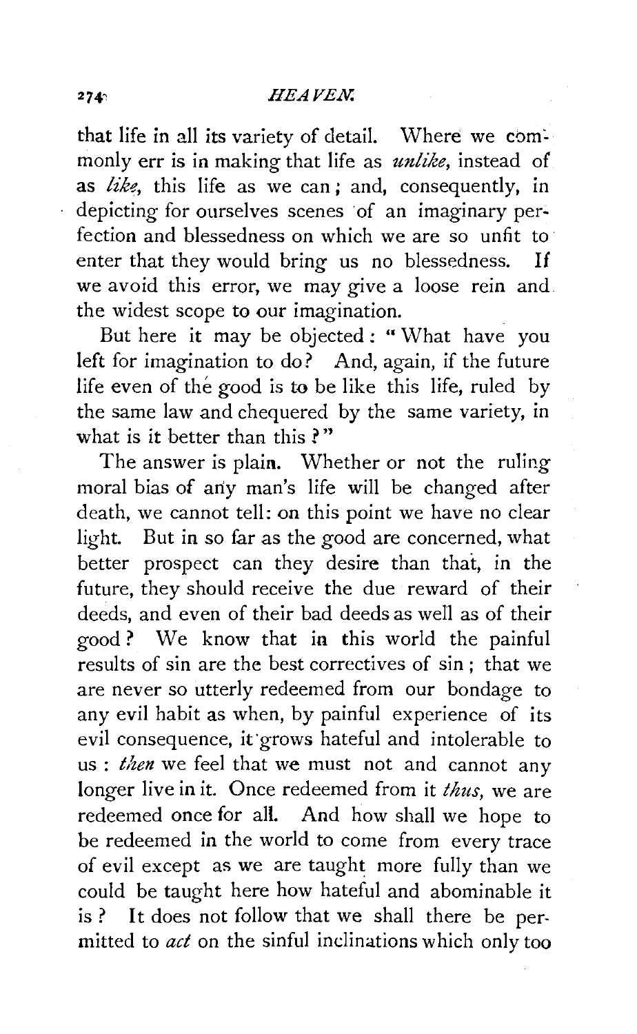that life in all its variety of detail. Where we commonly err is in making that life as *unlike*, instead of as *like*, this life as we can; and, consequently, in depicting for ourselves scenes of an imaginary perfection and blessedness on which we are so unfit to enter that they would bring us no blessedness. If we avoid this error, we may give a loose rein and the widest scope to our imagination.

But here it may be objected: "What have you left for imagination to do? And, again, if the future life even of the good is to be like this life, ruled by the same law and chequered by the same variety, in what is it better than this?"

The answer is plain. Whether or not the ruling moral bias of any man's life will be changed after death, we cannot tell: on this point we have no clear light. But in so far as the good are concerned, what better prospect can they desire than that, in the future, they should receive the due reward of their deeds, and even of their bad deeds as well as of their good? We know that in this world the painful results of sin are the best correctives of sin; that we are never so utterly redeemed from our bondage to any evil habit as when, by painful experience of its evil consequence, it grows hateful and intolerable to us: *then* we feel that we must not and cannot any longer live in it. Once redeemed from it *thus*, we are redeemed once for all. And how shall we hope to be redeemed in the world to come from every trace of evil except as we are taught more fully than we could be taught here how hateful and abominable it is? It does not follow that we shall there be permitted to *act* on the sinful inclinations which only too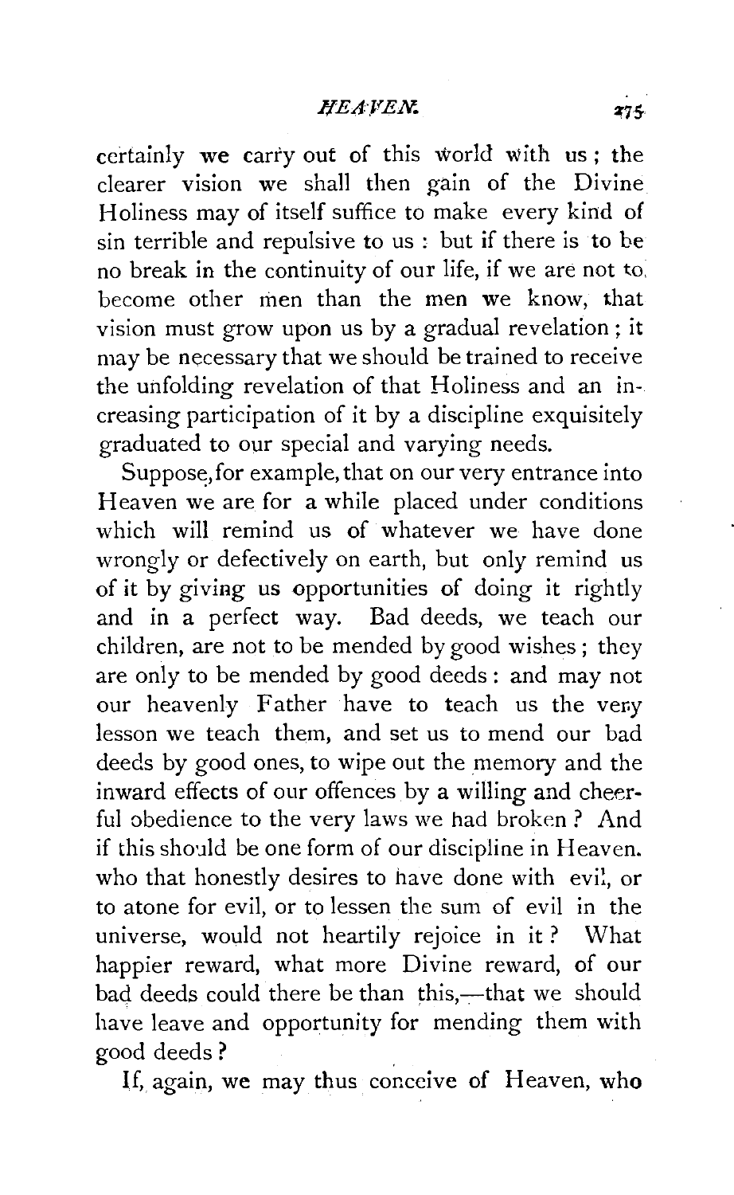certainly we carry out of this world with us; the clearer vision we shall then gain of the Divine Holiness may of itself suffice to make every kind of sin terrible and repulsive to us: but if there is to be no break in the continuity of our life, if we are not to become other men than the men we know, that vision must grow upon us by a gradual revelation; it may be necessary that we should be trained to receive the unfolding revelation of that Holiness and an increasing participation of it by a discipline exquisitely graduated to our special and varying needs.

Suppose, for example, that on our very entrance into Heaven we are for a while placed under conditions which will remind us of whatever we have done wrongly or defectively on earth, but only remind us of it by giving us opportunities of doing it rightly and in a perfect way. Bad deeds, we teach our children, are not to be mended by good wishes; they are only to be mended by good deeds: and may not our heavenly Father have to teach us the very lesson we teach them, and set us to mend our bad deeds by good ones, to wipe out the memory and the inward effects of our offences by a willing and cheerful obedience to the very laws we had broken? And if this should be one form of our discipline in Heaven, who that honestly desires to have done with evil, or to atone for evil, or to lessen the sum of evil in the universe, would not heartily rejoice in it? What happier reward, what more Divine reward, of our bad deeds could there be than this,—that we should have leave and opportunity for mending them with good deeds?

If, again, we may thus conceive of Heaven, who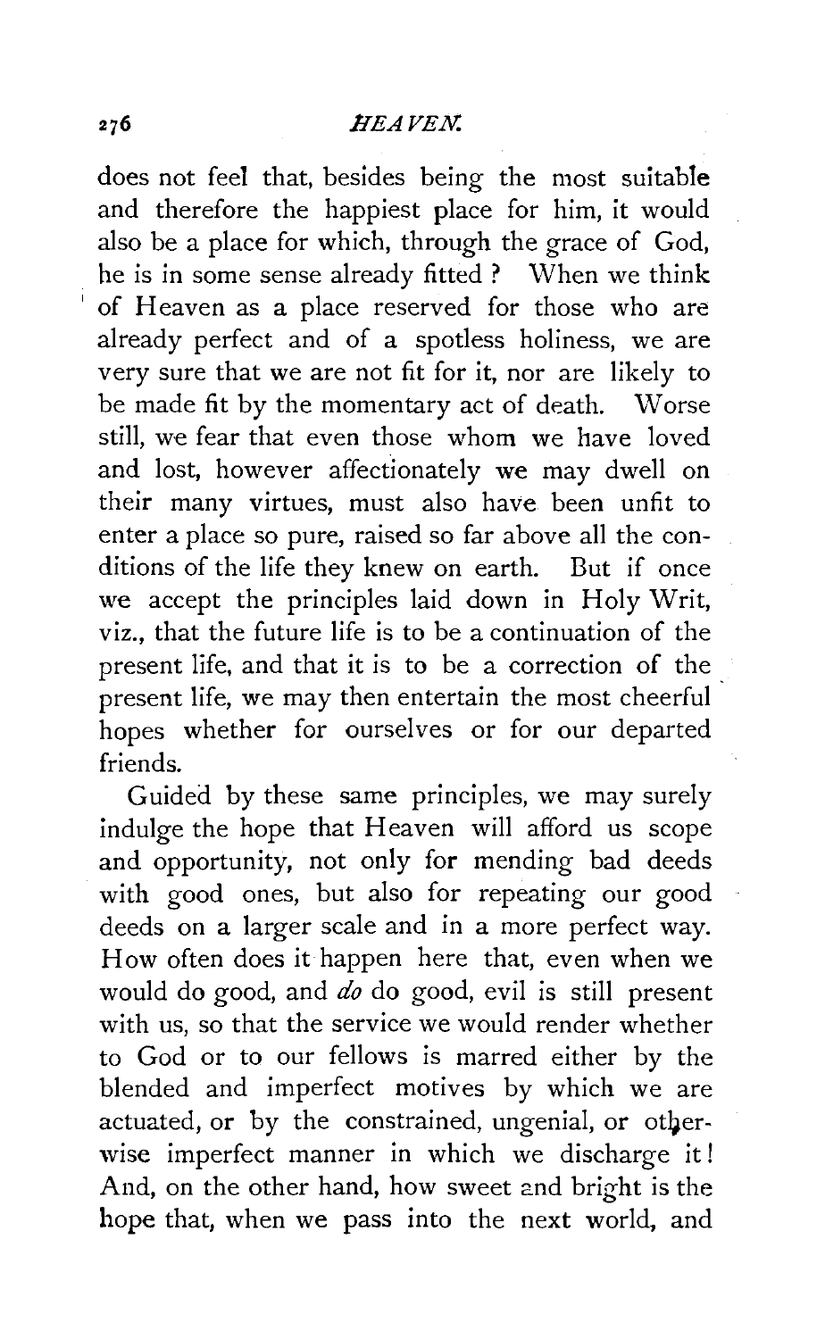does not feel that, besides being the most suitable and therefore the happiest place for him, it would also be a place for which, through the grace of God, he is in some sense already fitted? When we think of Heaven as a place reserved for those who are already perfect and of a spotless holiness, we are very sure that we are not fit for it, nor are likely to be made fit by the momentary act of death. Worse still, we fear that even those whom we have loved and lost, however affectionately we may dwell on their many virtues, must also have been unfit to enter a place so pure, raised so far above all the conditions of the life they knew on earth. But if once we accept the principles laid down in Holy Writ, viz., that the future life is to be a continuation of the present life, and that it is to be a correction of the present life, we may then entertain the most cheerful hopes whether for ourselves or for our departed friends.

Guided by these same principles, we may surely indulge the hope that Heaven will afford us scope and opportunity, not only for mending bad deeds with good ones, but also for repeating our good deeds on a larger scale and in a more perfect way. How often does it happen here that, even when we would do good, and *do* do good, evil is still present with us, so that the service we would render whether to God or to our fellows is marred either by the blended and imperfect motives by which we are actuated, or by the constrained, ungenial, or otherwise imperfect manner in which we discharge it! And, on the other hand, how sweet and bright is the hope that, when we pass into the next world, and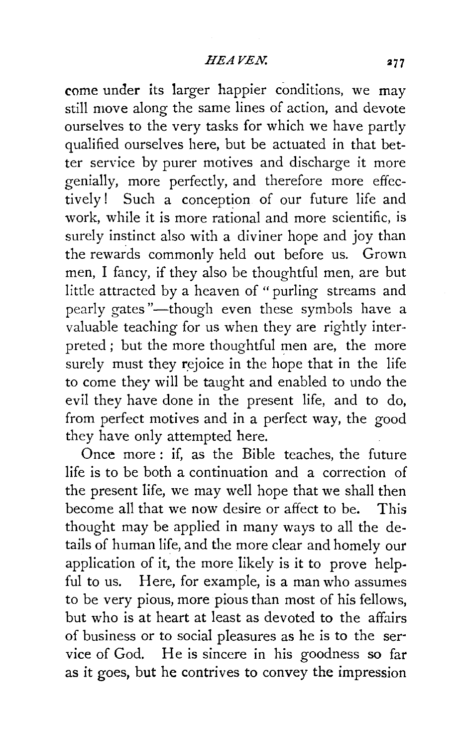come under its larger happier conditions, we may still move along the same lines of action, and devote ourselves to the very tasks for which we have partly qualified ourselves here, but be actuated in that better service by purer motives and discharge it more genially, more perfectly, and therefore more effectively! Such a conception of our future life and work, while it is more rational and more scientific, is surely instinct also with a diviner hope and joy than the rewards commonly held out before us. Grown men, I fancy, if they also be thoughtful men, are but little attracted by a heaven of "purling streams and pearly gates"—though even these symbols have a valuable teaching for us when they are rightly interpreted; but the more thoughtful men are, the more surely must they rejoice in the hope that in the life to come they will be taught and enabled to undo the evil they have done in the present life, and to do, from perfect motives and in a perfect way, the good they have only attempted here.

Once more: if, as the Bible teaches, the future life is to be both a continuation and a correction of the present life, we may well hope that we shall then become all that we now desire or affect to be. This thought may be applied in many ways to all the details of human life, and the more clear and homely our application of it, the more likely is it to prove helpful to us. Here, for example, is a man who assumes to be very pious, more pious than most of his fellows, but who is at heart at least as devoted to the affairs of business or to social pleasures as he is to the service of God. He is sincere in his goodness so far as it goes, but he contrives to convey the impression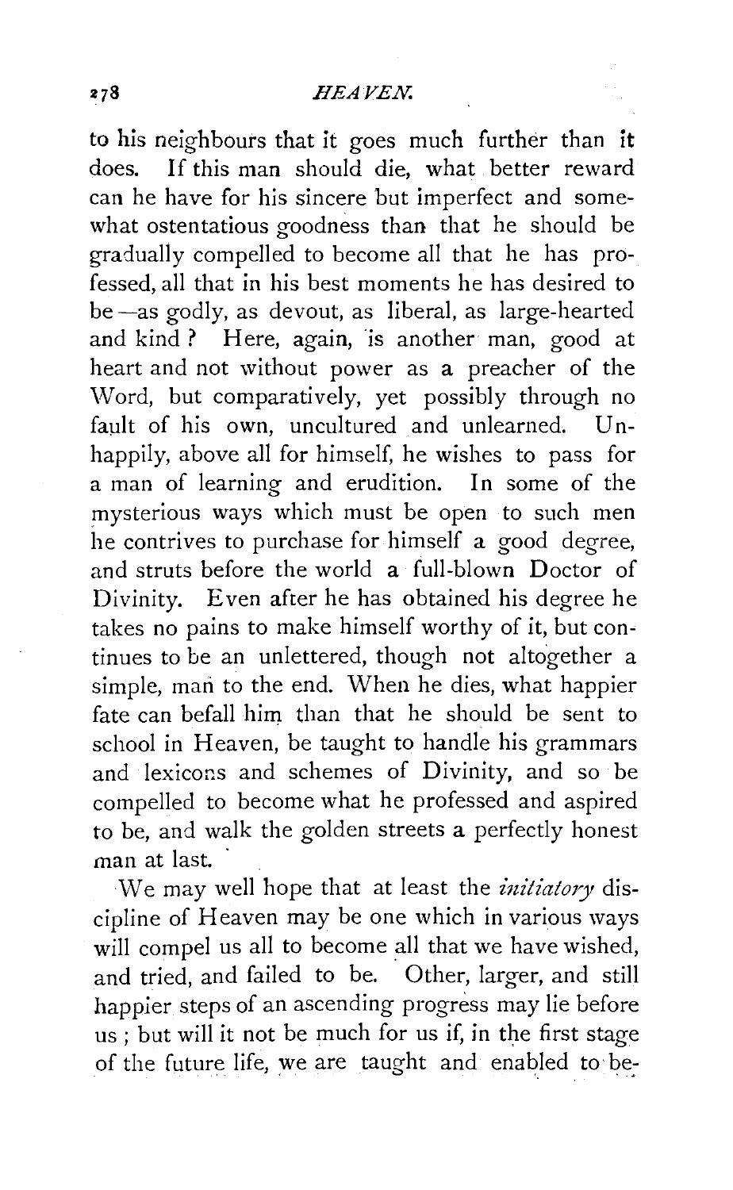to his neighbours that it goes much further than it does. If this man should die, what better reward can he have for his sincere but imperfect and somewhat ostentatious goodness than that he should be gradually compelled to become all that he has professed, all that in his best moments he has desired to be—as godly, as devout, as liberal, as large-hearted and kind? Here, again, is another man, good at heart and not without power as a preacher of the Word, but comparatively, yet possibly through no fault of his own, uncultured and unlearned. Unhappily, above all for himself, he wishes to pass for a man of learning and erudition. In some of the mysterious ways which must be open to such men he contrives to purchase for himself a good degree, and struts before the world a full-blown Doctor of Divinity. Even after he has obtained his degree he takes no pains to make himself worthy of it, but continues to be an unlettered, though not altogether a simple, man to the end. When he dies, what happier fate can befall him than that he should be sent to school in Heaven, be taught to handle his grammars and lexicons and schemes of Divinity, and so be compelled to become what he professed and aspired to be, and walk the golden streets a perfectly honest man at last.

We may well hope that at least the *initiatory* discipline of Heaven may be one which in various ways will compel us all to become all that we have wished, and tried, and failed to be. Other, larger, and still happier steps of an ascending progress may lie before us; but will it not be much for us if, in the first stage of the future life, we are taught and enabled to be-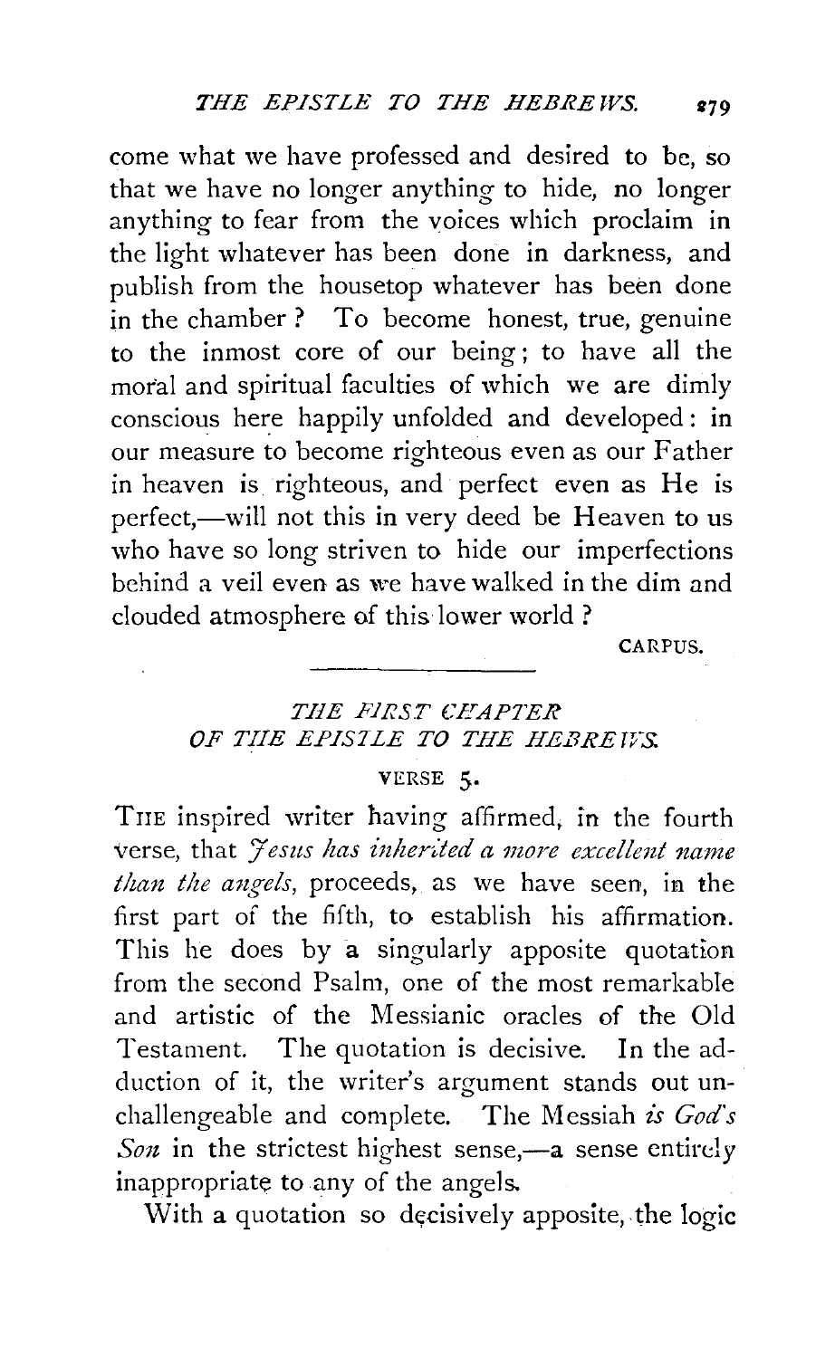come what we have professed and desired to be, so that we have no longer anything to hide, no longer anything to fear from the voices which proclaim in the light whatever has been done in darkness, and publish from the housetop whatever has been done in the chamber? To become honest, true, genuine to the inmost core of our being; to have all the moral and spiritual faculties of which we are dimly conscious here happily unfolded and developed: in our measure to become righteous even as our Father in heaven is righteous, and perfect even as He is perfect,—will not this in very deed be Heaven to us who have so long striven to hide our imperfections behind a veil even as we have walked in the dim and clouded atmosphere of this lower world?

CARPUS.

---

## *THE FIRST CHAPTER OF THE EPISTLE TO THE HEBREWS.*

### VERSE 5.

THE inspired writer having affirmed, in the fourth verse, that *Jesus has inherited a more excellent name than the angels*, proceeds, as we have seen, in the first part of the fifth, to establish his affirmation. This he does by a singularly apposite quotation from the second Psalm, one of the most remarkable and artistic of the Messianic oracles of the Old Testament. The quotation is decisive. In the adduction of it, the writer's argument stands out unchallengeable and complete. The Messiah *is God's Son* in the strictest highest sense,—a sense entirely inappropriate to any of the angels.

With a quotation so decisively apposite, the logic